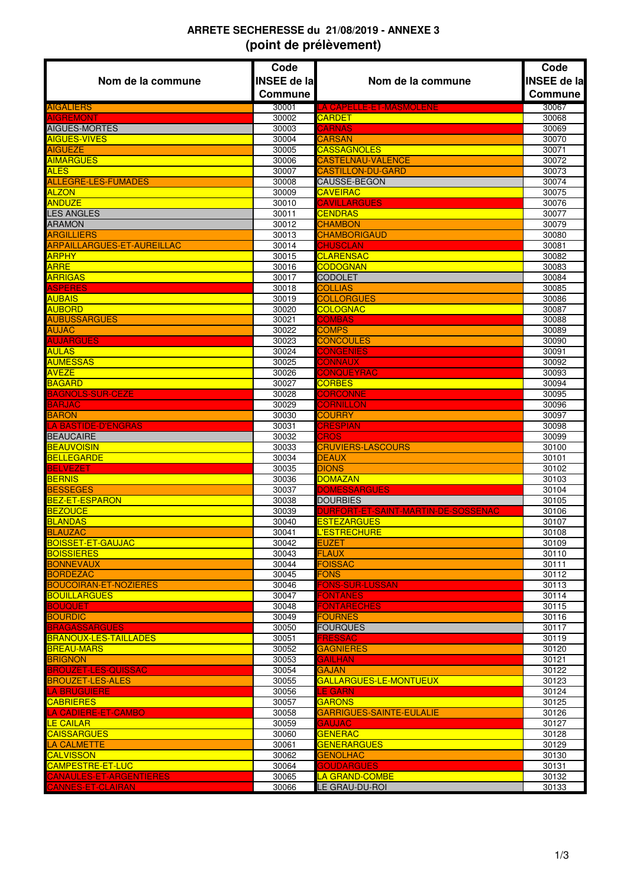**ARRETE SECHERESSE du 21/08/2019 - ANNEXE 3**

**(point de prélèvement)**

| Nom de la commune | Code INSEE de la Commune | Nom de la commune | Code INSEE de la Commune |
|---|---|---|---|
| AIGALIERS | 30001 | LA CAPELLE-ET-MASMOLENE | 30067 |
| AIGREMONT | 30002 | CARDET | 30068 |
| AIGUES-MORTES | 30003 | CARNAS | 30069 |
| AIGUES-VIVES | 30004 | CARSAN | 30070 |
| AIGUEZE | 30005 | CASSAGNOLES | 30071 |
| AIMARGUES | 30006 | CASTELNAU-VALENCE | 30072 |
| ALES | 30007 | CASTILLON-DU-GARD | 30073 |
| ALLEGRE-LES-FUMADES | 30008 | CAUSSE-BEGON | 30074 |
| ALZON | 30009 | CAVEIRAC | 30075 |
| ANDUZE | 30010 | CAVILLARGUES | 30076 |
| LES ANGLES | 30011 | CENDRAS | 30077 |
| ARAMON | 30012 | CHAMBON | 30079 |
| ARGILLIERS | 30013 | CHAMBORIGAUD | 30080 |
| ARPAILLARGUES-ET-AUREILLAC | 30014 | CHUSCLAN | 30081 |
| ARPHY | 30015 | CLARENSAC | 30082 |
| ARRE | 30016 | CODOGNAN | 30083 |
| ARRIGAS | 30017 | CODOLET | 30084 |
| ASPERES | 30018 | COLLIAS | 30085 |
| AUBAIS | 30019 | COLLORGUES | 30086 |
| AUBORD | 30020 | COLOGNAC | 30087 |
| AUBUSSARGUES | 30021 | COMBAS | 30088 |
| AUJAC | 30022 | COMPS | 30089 |
| AUJARGUES | 30023 | CONCOULES | 30090 |
| AULAS | 30024 | CONGENIES | 30091 |
| AUMESSAS | 30025 | CONNAUX | 30092 |
| AVEZE | 30026 | CONQUEYRAC | 30093 |
| BAGARD | 30027 | CORBES | 30094 |
| BAGNOLS-SUR-CEZE | 30028 | CORCONNE | 30095 |
| BARJAC | 30029 | CORNILLON | 30096 |
| BARON | 30030 | COURRY | 30097 |
| LA BASTIDE-D'ENGRAS | 30031 | CRESPIAN | 30098 |
| BEAUCAIRE | 30032 | CROS | 30099 |
| BEAUVOISIN | 30033 | CRUVIERS-LASCOURS | 30100 |
| BELLEGARDE | 30034 | DEAUX | 30101 |
| BELVEZET | 30035 | DIONS | 30102 |
| BERNIS | 30036 | DOMAZAN | 30103 |
| BESSEGES | 30037 | DOMESSARGUES | 30104 |
| BEZ-ET-ESPARON | 30038 | DOURBIES | 30105 |
| BEZOUCE | 30039 | DURFORT-ET-SAINT-MARTIN-DE-SOSSENAC | 30106 |
| BLANDAS | 30040 | ESTEZARGUES | 30107 |
| BLAUZAC | 30041 | L'ESTRECHURE | 30108 |
| BOISSET-ET-GAUJAC | 30042 | EUZET | 30109 |
| BOISSIERES | 30043 | FLAUX | 30110 |
| BONNEVAUX | 30044 | FOISSAC | 30111 |
| BORDEZAC | 30045 | FONS | 30112 |
| BOUCOIRAN-ET-NOZIERES | 30046 | FONS-SUR-LUSSAN | 30113 |
| BOUILLARGUES | 30047 | FONTANES | 30114 |
| BOUQUET | 30048 | FONTARECHES | 30115 |
| BOURDIC | 30049 | FOURNES | 30116 |
| BRAGASSARGUES | 30050 | FOURQUES | 30117 |
| BRANOUX-LES-TAILLADES | 30051 | FRESSAC | 30119 |
| BREAU-MARS | 30052 | GAGNIERES | 30120 |
| BRIGNON | 30053 | GAILHAN | 30121 |
| BROUZET-LES-QUISSAC | 30054 | GAJAN | 30122 |
| BROUZET-LES-ALES | 30055 | GALLARGUES-LE-MONTUEUX | 30123 |
| LA BRUGUIERE | 30056 | LE GARN | 30124 |
| CABRIERES | 30057 | GARONS | 30125 |
| LA CADIERE-ET-CAMBO | 30058 | GARRIGUES-SAINTE-EULALIE | 30126 |
| LE CAILAR | 30059 | GAUJAC | 30127 |
| CAISSARGUES | 30060 | GENERAC | 30128 |
| LA CALMETTE | 30061 | GENERARGUES | 30129 |
| CALVISSON | 30062 | GENOLHAC | 30130 |
| CAMPESTRE-ET-LUC | 30064 | GOUDARGUES | 30131 |
| CANAULES-ET-ARGENTIERES | 30065 | LA GRAND-COMBE | 30132 |
| CANNES-ET-CLAIRAN | 30066 | LE GRAU-DU-ROI | 30133 |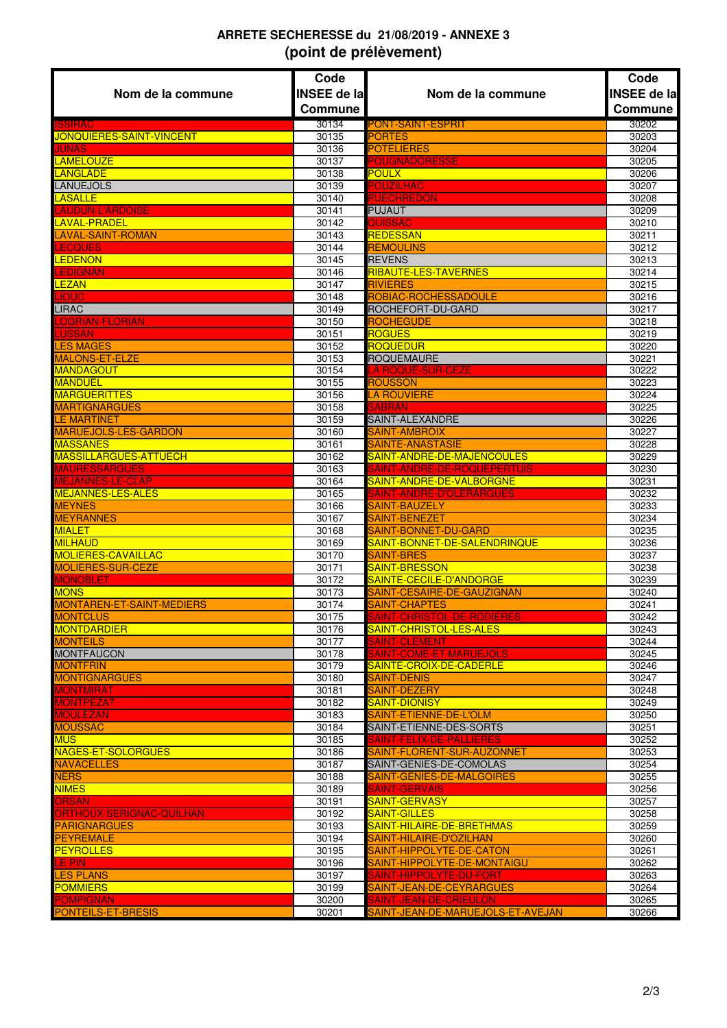## ARRETE SECHERESSE du 21/08/2019 - ANNEXE 3
## (point de prélèvement)

| Nom de la commune | Code INSEE de la Commune | Nom de la commune | Code INSEE de la Commune |
|---|---|---|---|
| ISSIRAC | 30134 | PONT-SAINT-ESPRIT | 30202 |
| JONQUIERES-SAINT-VINCENT | 30135 | PORTES | 30203 |
| JUNAS | 30136 | POTELIERES | 30204 |
| LAMELOUZE | 30137 | POUGNADORESSE | 30205 |
| LANGLADE | 30138 | POULX | 30206 |
| LANUEJOLS | 30139 | POUZILHAC | 30207 |
| LASALLE | 30140 | PUECHREDON | 30208 |
| LAUDUN-L'ARDOISE | 30141 | PUJAUT | 30209 |
| LAVAL-PRADEL | 30142 | QUISSAC | 30210 |
| LAVAL-SAINT-ROMAN | 30143 | REDESSAN | 30211 |
| LECQUES | 30144 | REMOULINS | 30212 |
| LEDENON | 30145 | REVENS | 30213 |
| LEDIGNAN | 30146 | RIBAUTE-LES-TAVERNES | 30214 |
| LEZAN | 30147 | RIVIERES | 30215 |
| LIOUC | 30148 | ROBIAC-ROCHESSADOULE | 30216 |
| LIRAC | 30149 | ROCHEFORT-DU-GARD | 30217 |
| LOGRIAN-FLORIAN | 30150 | ROCHEGUDE | 30218 |
| LUSSAN | 30151 | ROGUES | 30219 |
| LES MAGES | 30152 | ROQUEDUR | 30220 |
| MALONS-ET-ELZE | 30153 | ROQUEMAURE | 30221 |
| MANDAGOUT | 30154 | LA ROQUE-SUR-CEZE | 30222 |
| MANDUEL | 30155 | ROUSSON | 30223 |
| MARGUERITTES | 30156 | LA ROUVIERE | 30224 |
| MARTIGNARGUES | 30158 | SABRAN | 30225 |
| LE MARTINET | 30159 | SAINT-ALEXANDRE | 30226 |
| MARUEJOLS-LES-GARDON | 30160 | SAINT-AMBROIX | 30227 |
| MASSANES | 30161 | SAINTE-ANASTASIE | 30228 |
| MASSILLARGUES-ATTUECH | 30162 | SAINT-ANDRE-DE-MAJENCOULES | 30229 |
| MAURESSARGUES | 30163 | SAINT-ANDRE-DE-ROQUEPERTUIS | 30230 |
| MEJANNES-LE-CLAP | 30164 | SAINT-ANDRE-DE-VALBORGNE | 30231 |
| MEJANNES-LES-ALES | 30165 | SAINT-ANDRE-D'OLERARGUES | 30232 |
| MEYNES | 30166 | SAINT-BAUZELY | 30233 |
| MEYRANNES | 30167 | SAINT-BENEZET | 30234 |
| MIALET | 30168 | SAINT-BONNET-DU-GARD | 30235 |
| MILHAUD | 30169 | SAINT-BONNET-DE-SALENDRINQUE | 30236 |
| MOLIERES-CAVAILLAC | 30170 | SAINT-BRES | 30237 |
| MOLIERES-SUR-CEZE | 30171 | SAINT-BRESSON | 30238 |
| MONOBLET | 30172 | SAINTE-CECILE-D'ANDORGE | 30239 |
| MONS | 30173 | SAINT-CESAIRE-DE-GAUZIGNAN | 30240 |
| MONTAREN-ET-SAINT-MEDIERS | 30174 | SAINT-CHAPTES | 30241 |
| MONTCLUS | 30175 | SAINT-CHRISTOL-DE-RODIERES | 30242 |
| MONTDARDIER | 30176 | SAINT-CHRISTOL-LES-ALES | 30243 |
| MONTEILS | 30177 | SAINT-CLEMENT | 30244 |
| MONTFAUCON | 30178 | SAINT-COME-ET-MARUEJOLS | 30245 |
| MONTFRIN | 30179 | SAINTE-CROIX-DE-CADERLE | 30246 |
| MONTIGNARGUES | 30180 | SAINT-DENIS | 30247 |
| MONTMIRAT | 30181 | SAINT-DEZERY | 30248 |
| MONTPEZAT | 30182 | SAINT-DIONISY | 30249 |
| MOULEZAN | 30183 | SAINT-ETIENNE-DE-L'OLM | 30250 |
| MOUSSAC | 30184 | SAINT-ETIENNE-DES-SORTS | 30251 |
| MUS | 30185 | SAINT-FELIX-DE-PALLIERES | 30252 |
| NAGES-ET-SOLORGUES | 30186 | SAINT-FLORENT-SUR-AUZONNET | 30253 |
| NAVACELLES | 30187 | SAINT-GENIES-DE-COMOLAS | 30254 |
| NERS | 30188 | SAINT-GENIES-DE-MALGOIRES | 30255 |
| NIMES | 30189 | SAINT-GERVAIS | 30256 |
| ORSAN | 30191 | SAINT-GERVASY | 30257 |
| ORTHOUX-SERIGNAC-QUILHAN | 30192 | SAINT-GILLES | 30258 |
| PARIGNARGUES | 30193 | SAINT-HILAIRE-DE-BRETHMAS | 30259 |
| PEYREMALE | 30194 | SAINT-HILAIRE-D'OZILHAN | 30260 |
| PEYROLLES | 30195 | SAINT-HIPPOLYTE-DE-CATON | 30261 |
| LE PIN | 30196 | SAINT-HIPPOLYTE-DE-MONTAIGU | 30262 |
| LES PLANS | 30197 | SAINT-HIPPOLYTE-DU-FORT | 30263 |
| POMMIERS | 30199 | SAINT-JEAN-DE-CEYRARGUES | 30264 |
| POMPIGNAN | 30200 | SAINT-JEAN-DE-CRIEULON | 30265 |
| PONTEILS-ET-BRESIS | 30201 | SAINT-JEAN-DE-MARUEJOLS-ET-AVEJAN | 30266 |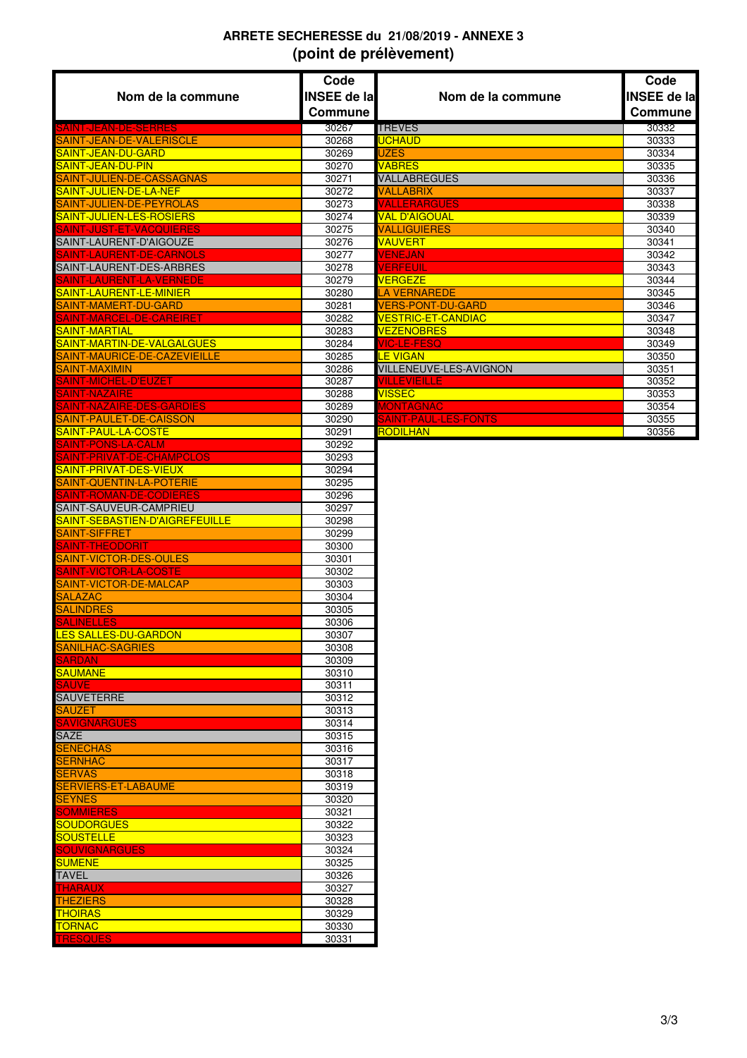**ARRETE SECHERESSE du 21/08/2019 - ANNEXE 3**
**(point de prélèvement)**

| Nom de la commune | Code INSEE de la Commune | Nom de la commune | Code INSEE de la Commune |
|---|---|---|---|
| SAINT-JEAN-DE-SERRES | 30267 | TREVES | 30332 |
| SAINT-JEAN-DE-VALERISCLE | 30268 | UCHAUD | 30333 |
| SAINT-JEAN-DU-GARD | 30269 | UZES | 30334 |
| SAINT-JEAN-DU-PIN | 30270 | VABRES | 30335 |
| SAINT-JULIEN-DE-CASSAGNAS | 30271 | VALLABREGUES | 30336 |
| SAINT-JULIEN-DE-LA-NEF | 30272 | VALLABRIX | 30337 |
| SAINT-JULIEN-DE-PEYROLAS | 30273 | VALLERARGUES | 30338 |
| SAINT-JULIEN-LES-ROSIERS | 30274 | VAL D'AIGOUAL | 30339 |
| SAINT-JUST-ET-VACQUIERES | 30275 | VALLIGUIERES | 30340 |
| SAINT-LAURENT-D'AIGOUZE | 30276 | VAUVERT | 30341 |
| SAINT-LAURENT-DE-CARNOLS | 30277 | VENEJAN | 30342 |
| SAINT-LAURENT-DES-ARBRES | 30278 | VERFEUIL | 30343 |
| SAINT-LAURENT-LA-VERNEDE | 30279 | VERGEZE | 30344 |
| SAINT-LAURENT-LE-MINIER | 30280 | LA VERNAREDE | 30345 |
| SAINT-MAMERT-DU-GARD | 30281 | VERS-PONT-DU-GARD | 30346 |
| SAINT-MARCEL-DE-CAREIRET | 30282 | VESTRIC-ET-CANDIAC | 30347 |
| SAINT-MARTIAL | 30283 | VEZENOBRES | 30348 |
| SAINT-MARTIN-DE-VALGALGUES | 30284 | VIC-LE-FESQ | 30349 |
| SAINT-MAURICE-DE-CAZEVIEILLE | 30285 | LE VIGAN | 30350 |
| SAINT-MAXIMIN | 30286 | VILLENEUVE-LES-AVIGNON | 30351 |
| SAINT-MICHEL-D'EUZET | 30287 | VILLEVIEILLE | 30352 |
| SAINT-NAZAIRE | 30288 | VISSEC | 30353 |
| SAINT-NAZAIRE-DES-GARDIES | 30289 | MONTAGNAC | 30354 |
| SAINT-PAULET-DE-CAISSON | 30290 | SAINT-PAUL-LES-FONTS | 30355 |
| SAINT-PAUL-LA-COSTE | 30291 | RODILHAN | 30356 |
| SAINT-PONS-LA-CALM | 30292 | | |
| SAINT-PRIVAT-DE-CHAMPCLOS | 30293 | | |
| SAINT-PRIVAT-DES-VIEUX | 30294 | | |
| SAINT-QUENTIN-LA-POTERIE | 30295 | | |
| SAINT-ROMAN-DE-CODIERES | 30296 | | |
| SAINT-SAUVEUR-CAMPRIEU | 30297 | | |
| SAINT-SEBASTIEN-D'AIGREFEUILLE | 30298 | | |
| SAINT-SIFFRET | 30299 | | |
| SAINT-THEODORIT | 30300 | | |
| SAINT-VICTOR-DES-OULES | 30301 | | |
| SAINT-VICTOR-LA-COSTE | 30302 | | |
| SAINT-VICTOR-DE-MALCAP | 30303 | | |
| SALAZAC | 30304 | | |
| SALINDRES | 30305 | | |
| SALINELLES | 30306 | | |
| LES SALLES-DU-GARDON | 30307 | | |
| SANILHAC-SAGRIES | 30308 | | |
| SARDAN | 30309 | | |
| SAUMANE | 30310 | | |
| SAUVE | 30311 | | |
| SAUVETERRE | 30312 | | |
| SAUZET | 30313 | | |
| SAVIGNARGUES | 30314 | | |
| SAZE | 30315 | | |
| SENECHAS | 30316 | | |
| SERNHAC | 30317 | | |
| SERVAS | 30318 | | |
| SERVIERS-ET-LABAUME | 30319 | | |
| SEYNES | 30320 | | |
| SOMMIERES | 30321 | | |
| SOUDORGUES | 30322 | | |
| SOUSTELLE | 30323 | | |
| SOUVIGNARGUES | 30324 | | |
| SUMENE | 30325 | | |
| TAVEL | 30326 | | |
| THARAUX | 30327 | | |
| THEZIERS | 30328 | | |
| THOIRAS | 30329 | | |
| TORNAC | 30330 | | |
| TRESQUES | 30331 | | |